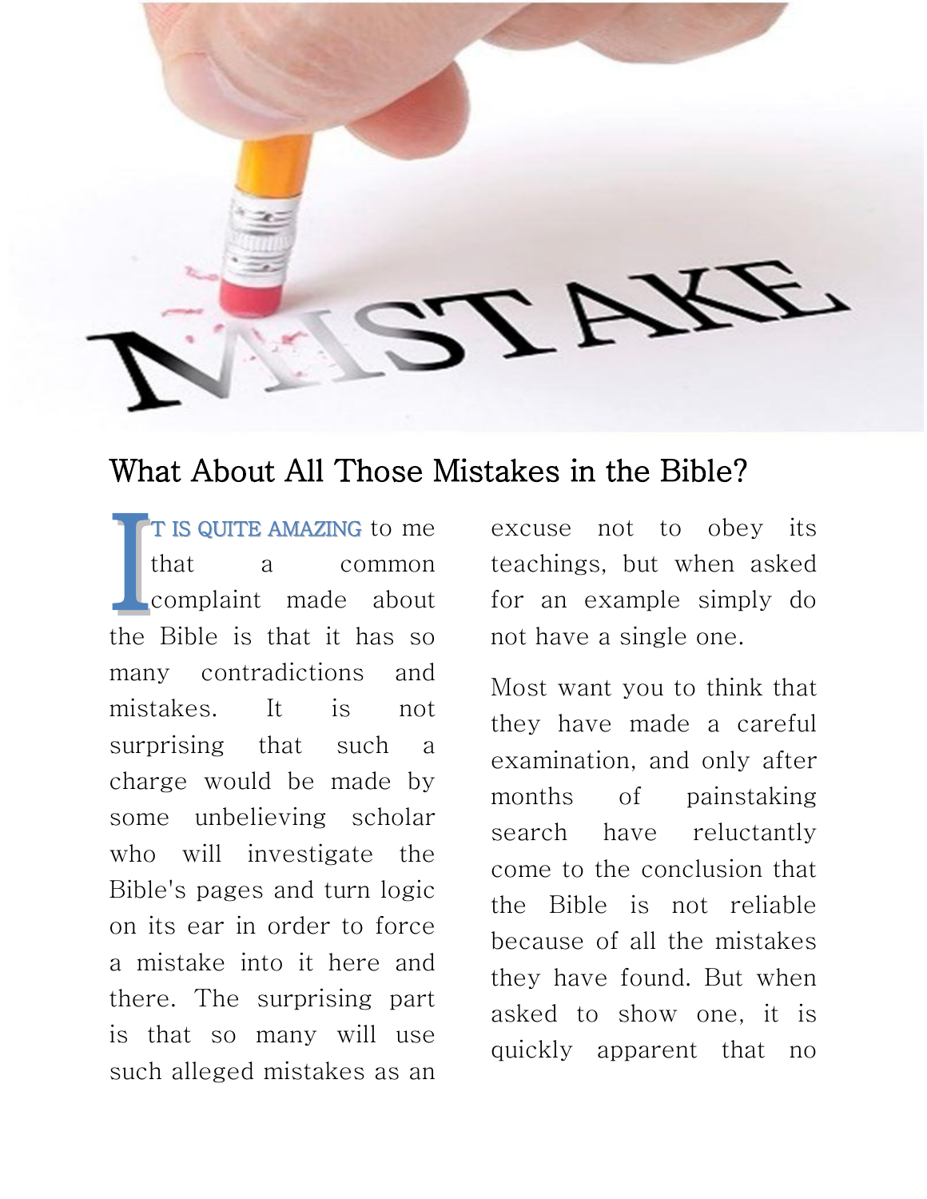# What About All Those Mistakes in the Bible?

IT IS QUITE AMAZING to me that a common complaint made about the Bible is that it has so many contradictions and mistakes. It is not surprising that such a charge would be made by some unbelieving scholar who will investigate the Bible's pages and turn logic on its ear in order to force a mistake into it here and there. The surprising part is that so many will use such alleged mistakes as an excuse not to obey its teachings, but when asked for an example simply do not have a single one.

Most want you to think that they have made a careful examination, and only after months of painstaking search have reluctantly come to the conclusion that the Bible is not reliable because of all the mistakes they have found. But when asked to show one, it is quickly apparent that no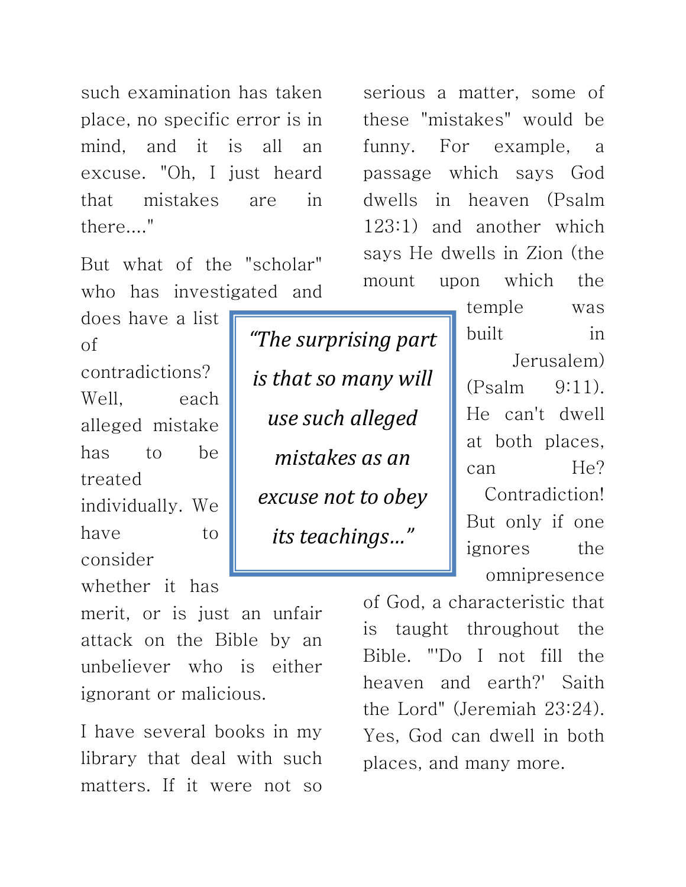such examination has taken place, no specific error is in mind, and it is all an excuse. "Oh, I just heard that mistakes are in there...."

But what of the "scholar" who has investigated and does have a list of contradictions? Well, each alleged mistake has to be treated individually. We have to consider whether it has merit, or is just an unfair attack on the Bible by an unbeliever who is either ignorant or malicious.

> *"The surprising part is that so many will use such alleged mistakes as an excuse not to obey its teachings…"*

I have several books in my library that deal with such matters. If it were not so serious a matter, some of these "mistakes" would be funny. For example, a passage which says God dwells in heaven (Psalm 123:1) and another which says He dwells in Zion (the mount upon which the temple was built in Jerusalem) (Psalm 9:11). He can't dwell at both places, can He? Contradiction! But only if one ignores the omnipresence of God, a characteristic that is taught throughout the Bible. "'Do I not fill the heaven and earth?' Saith the Lord" (Jeremiah 23:24). Yes, God can dwell in both places, and many more.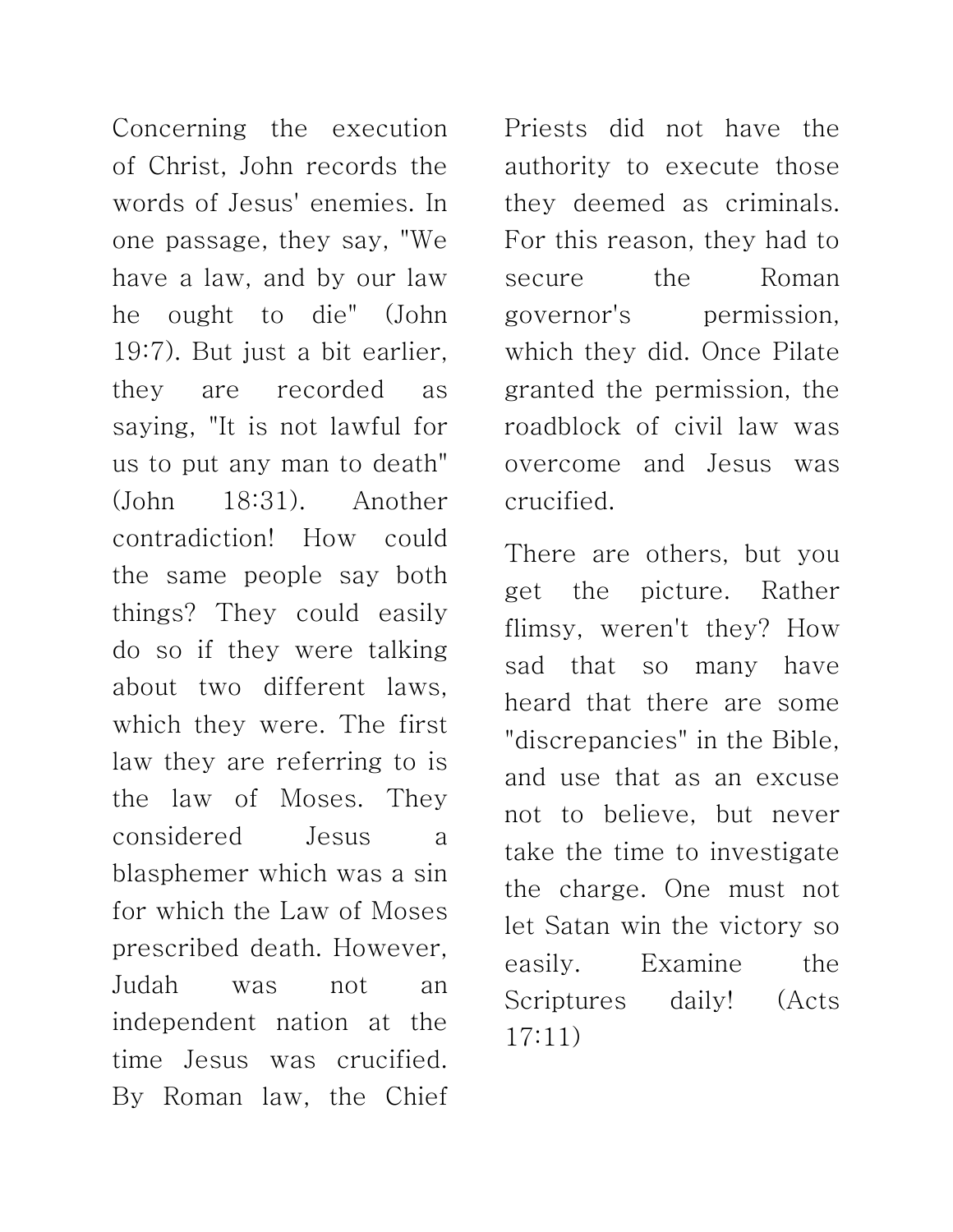Concerning the execution of Christ, John records the words of Jesus' enemies. In one passage, they say, "We have a law, and by our law he ought to die" (John 19:7). But just a bit earlier, they are recorded as saying, "It is not lawful for us to put any man to death" (John 18:31). Another contradiction! How could the same people say both things? They could easily do so if they were talking about two different laws, which they were. The first law they are referring to is the law of Moses. They considered Jesus a blasphemer which was a sin for which the Law of Moses prescribed death. However, Judah was not an independent nation at the time Jesus was crucified. By Roman law, the Chief Priests did not have the authority to execute those they deemed as criminals. For this reason, they had to secure the Roman governor's permission, which they did. Once Pilate granted the permission, the roadblock of civil law was overcome and Jesus was crucified.

There are others, but you get the picture. Rather flimsy, weren't they? How sad that so many have heard that there are some "discrepancies" in the Bible, and use that as an excuse not to believe, but never take the time to investigate the charge. One must not let Satan win the victory so easily. Examine the Scriptures daily! (Acts 17:11)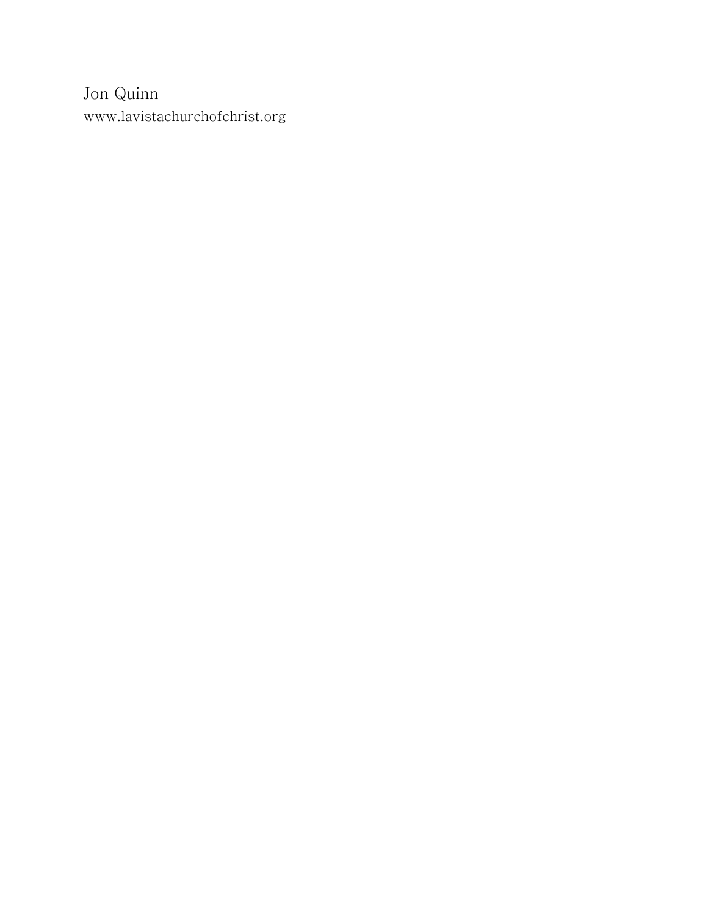Jon Quinn
www.lavistachurchofchrist.org